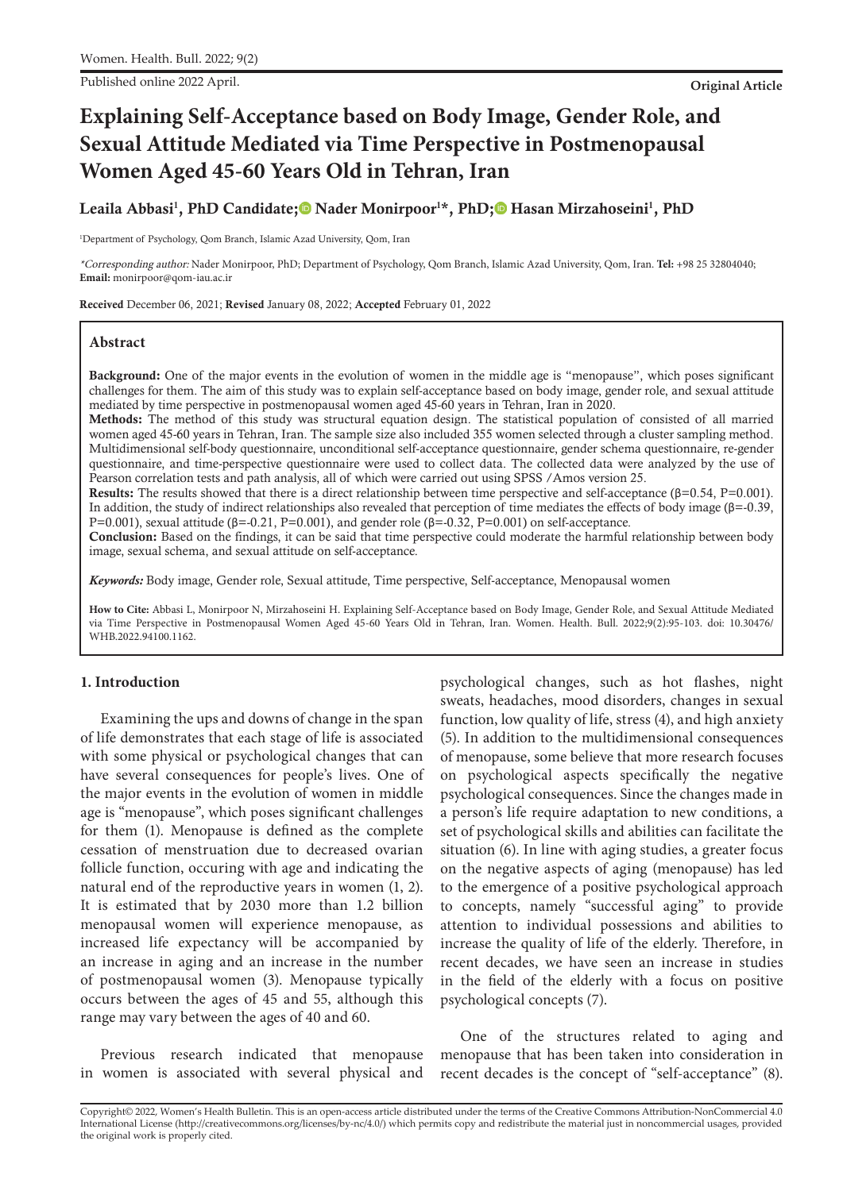Published online 2022 April.

**Original Article**

# Explaining Self-Acceptance based on Body Image, Gender Role, and Sexual Attitude Mediated via Time Perspective in Postmenopausal Women Aged 45-60 Years Old in Tehran, Iran

**Leaila Abbasi[1], PhD Candidate; Nader Monirpoor[1]*, PhD; Hasan Mirzahoseini[1], PhD**

[1]Department of Psychology, Qom Branch, Islamic Azad University, Qom, Iran

*\*Corresponding author:* Nader Monirpoor, PhD; Department of Psychology, Qom Branch, Islamic Azad University, Qom, Iran. **Tel:** +98 25 32804040; **Email:** monirpoor@qom-iau.ac.ir

**Received** December 06, 2021; **Revised** January 08, 2022; **Accepted** February 01, 2022

## Abstract

**Background:** One of the major events in the evolution of women in the middle age is "menopause", which poses significant challenges for them. The aim of this study was to explain self-acceptance based on body image, gender role, and sexual attitude mediated by time perspective in postmenopausal women aged 45-60 years in Tehran, Iran in 2020.

**Methods:** The method of this study was structural equation design. The statistical population of consisted of all married women aged 45-60 years in Tehran, Iran. The sample size also included 355 women selected through a cluster sampling method. Multidimensional self-body questionnaire, unconditional self-acceptance questionnaire, gender schema questionnaire, re-gender questionnaire, and time-perspective questionnaire were used to collect data. The collected data were analyzed by the use of Pearson correlation tests and path analysis, all of which were carried out using SPSS /Amos version 25.

**Results:** The results showed that there is a direct relationship between time perspective and self-acceptance (β=0.54, P=0.001). In addition, the study of indirect relationships also revealed that perception of time mediates the effects of body image (β=-0.39, P=0.001), sexual attitude (β=-0.21, P=0.001), and gender role (β=-0.32, P=0.001) on self-acceptance.

**Conclusion:** Based on the findings, it can be said that time perspective could moderate the harmful relationship between body image, sexual schema, and sexual attitude on self-acceptance.

***Keywords:*** Body image, Gender role, Sexual attitude, Time perspective, Self-acceptance, Menopausal women

**How to Cite:** Abbasi L, Monirpoor N, Mirzahoseini H. Explaining Self-Acceptance based on Body Image, Gender Role, and Sexual Attitude Mediated via Time Perspective in Postmenopausal Women Aged 45-60 Years Old in Tehran, Iran. Women. Health. Bull. 2022;9(2):95-103. doi: 10.30476/WHB.2022.94100.1162.

## 1. Introduction

Examining the ups and downs of change in the span of life demonstrates that each stage of life is associated with some physical or psychological changes that can have several consequences for people's lives. One of the major events in the evolution of women in middle age is "menopause", which poses significant challenges for them (1). Menopause is defined as the complete cessation of menstruation due to decreased ovarian follicle function, occuring with age and indicating the natural end of the reproductive years in women (1, 2). It is estimated that by 2030 more than 1.2 billion menopausal women will experience menopause, as increased life expectancy will be accompanied by an increase in aging and an increase in the number of postmenopausal women (3). Menopause typically occurs between the ages of 45 and 55, although this range may vary between the ages of 40 and 60.

Previous research indicated that menopause in women is associated with several physical and psychological changes, such as hot flashes, night sweats, headaches, mood disorders, changes in sexual function, low quality of life, stress (4), and high anxiety (5). In addition to the multidimensional consequences of menopause, some believe that more research focuses on psychological aspects specifically the negative psychological consequences. Since the changes made in a person's life require adaptation to new conditions, a set of psychological skills and abilities can facilitate the situation (6). In line with aging studies, a greater focus on the negative aspects of aging (menopause) has led to the emergence of a positive psychological approach to concepts, namely "successful aging" to provide attention to individual possessions and abilities to increase the quality of life of the elderly. Therefore, in recent decades, we have seen an increase in studies in the field of the elderly with a focus on positive psychological concepts (7).

One of the structures related to aging and menopause that has been taken into consideration in recent decades is the concept of "self-acceptance" (8).

Copyright© 2022, Women's Health Bulletin. This is an open-access article distributed under the terms of the Creative Commons Attribution-NonCommercial 4.0 International License (http://creativecommons.org/licenses/by-nc/4.0/) which permits copy and redistribute the material just in noncommercial usages, provided the original work is properly cited.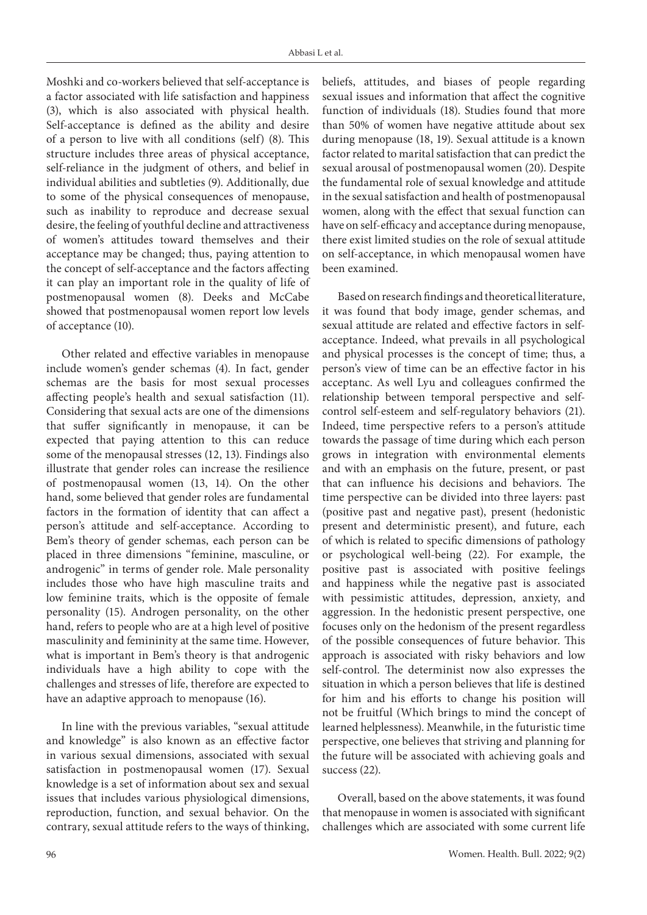Moshki and co-workers believed that self-acceptance is a factor associated with life satisfaction and happiness (3), which is also associated with physical health. Self-acceptance is defined as the ability and desire of a person to live with all conditions (self) (8). This structure includes three areas of physical acceptance, self-reliance in the judgment of others, and belief in individual abilities and subtleties (9). Additionally, due to some of the physical consequences of menopause, such as inability to reproduce and decrease sexual desire, the feeling of youthful decline and attractiveness of women's attitudes toward themselves and their acceptance may be changed; thus, paying attention to the concept of self-acceptance and the factors affecting it can play an important role in the quality of life of postmenopausal women (8). Deeks and McCabe showed that postmenopausal women report low levels of acceptance (10).

Other related and effective variables in menopause include women's gender schemas (4). In fact, gender schemas are the basis for most sexual processes affecting people's health and sexual satisfaction (11). Considering that sexual acts are one of the dimensions that suffer significantly in menopause, it can be expected that paying attention to this can reduce some of the menopausal stresses (12, 13). Findings also illustrate that gender roles can increase the resilience of postmenopausal women (13, 14). On the other hand, some believed that gender roles are fundamental factors in the formation of identity that can affect a person's attitude and self-acceptance. According to Bem's theory of gender schemas, each person can be placed in three dimensions "feminine, masculine, or androgenic" in terms of gender role. Male personality includes those who have high masculine traits and low feminine traits, which is the opposite of female personality (15). Androgen personality, on the other hand, refers to people who are at a high level of positive masculinity and femininity at the same time. However, what is important in Bem's theory is that androgenic individuals have a high ability to cope with the challenges and stresses of life, therefore are expected to have an adaptive approach to menopause (16).

In line with the previous variables, "sexual attitude and knowledge" is also known as an effective factor in various sexual dimensions, associated with sexual satisfaction in postmenopausal women (17). Sexual knowledge is a set of information about sex and sexual issues that includes various physiological dimensions, reproduction, function, and sexual behavior. On the contrary, sexual attitude refers to the ways of thinking, beliefs, attitudes, and biases of people regarding sexual issues and information that affect the cognitive function of individuals (18). Studies found that more than 50% of women have negative attitude about sex during menopause (18, 19). Sexual attitude is a known factor related to marital satisfaction that can predict the sexual arousal of postmenopausal women (20). Despite the fundamental role of sexual knowledge and attitude in the sexual satisfaction and health of postmenopausal women, along with the effect that sexual function can have on self-efficacy and acceptance during menopause, there exist limited studies on the role of sexual attitude on self-acceptance, in which menopausal women have been examined.

Based on research findings and theoretical literature, it was found that body image, gender schemas, and sexual attitude are related and effective factors in self-acceptance. Indeed, what prevails in all psychological and physical processes is the concept of time; thus, a person's view of time can be an effective factor in his acceptanc. As well Lyu and colleagues confirmed the relationship between temporal perspective and self-control self-esteem and self-regulatory behaviors (21). Indeed, time perspective refers to a person's attitude towards the passage of time during which each person grows in integration with environmental elements and with an emphasis on the future, present, or past that can influence his decisions and behaviors. The time perspective can be divided into three layers: past (positive past and negative past), present (hedonistic present and deterministic present), and future, each of which is related to specific dimensions of pathology or psychological well-being (22). For example, the positive past is associated with positive feelings and happiness while the negative past is associated with pessimistic attitudes, depression, anxiety, and aggression. In the hedonistic present perspective, one focuses only on the hedonism of the present regardless of the possible consequences of future behavior. This approach is associated with risky behaviors and low self-control. The determinist now also expresses the situation in which a person believes that life is destined for him and his efforts to change his position will not be fruitful (Which brings to mind the concept of learned helplessness). Meanwhile, in the futuristic time perspective, one believes that striving and planning for the future will be associated with achieving goals and success (22).

Overall, based on the above statements, it was found that menopause in women is associated with significant challenges which are associated with some current life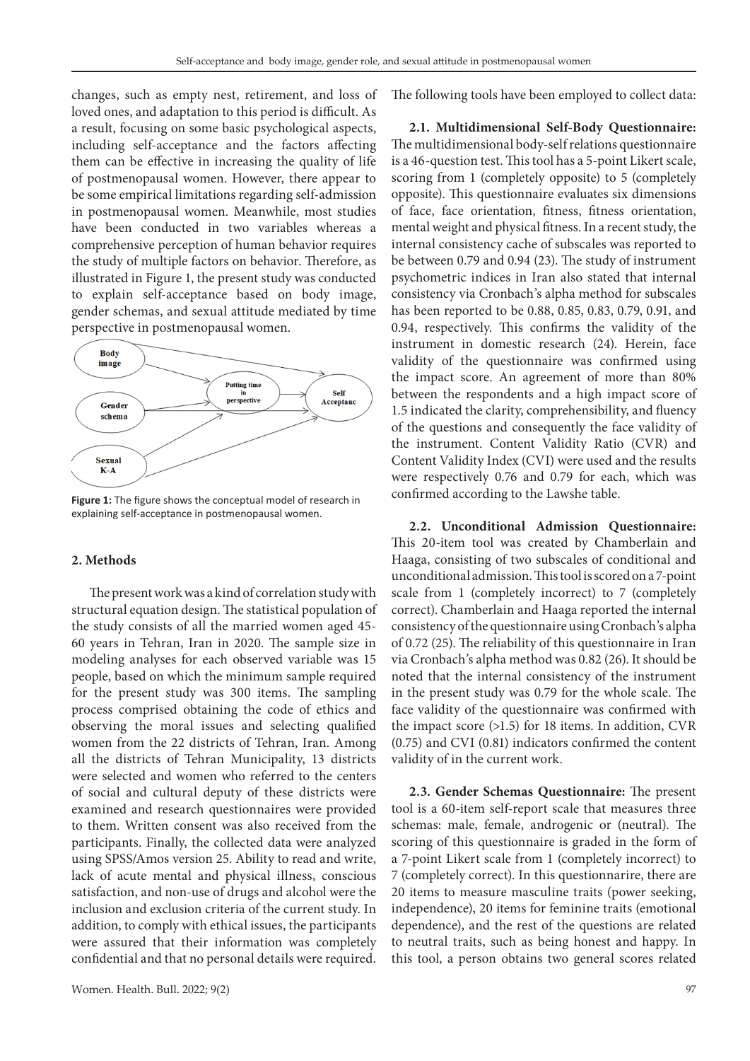changes, such as empty nest, retirement, and loss of loved ones, and adaptation to this period is difficult. As a result, focusing on some basic psychological aspects, including self-acceptance and the factors affecting them can be effective in increasing the quality of life of postmenopausal women. However, there appear to be some empirical limitations regarding self-admission in postmenopausal women. Meanwhile, most studies have been conducted in two variables whereas a comprehensive perception of human behavior requires the study of multiple factors on behavior. Therefore, as illustrated in Figure 1, the present study was conducted to explain self-acceptance based on body image, gender schemas, and sexual attitude mediated by time perspective in postmenopausal women.

**Figure 1:** The figure shows the conceptual model of research in explaining self-acceptance in postmenopausal women.

## 2. Methods

The present work was a kind of correlation study with structural equation design. The statistical population of the study consists of all the married women aged 45-60 years in Tehran, Iran in 2020. The sample size in modeling analyses for each observed variable was 15 people, based on which the minimum sample required for the present study was 300 items. The sampling process comprised obtaining the code of ethics and observing the moral issues and selecting qualified women from the 22 districts of Tehran, Iran. Among all the districts of Tehran Municipality, 13 districts were selected and women who referred to the centers of social and cultural deputy of these districts were examined and research questionnaires were provided to them. Written consent was also received from the participants. Finally, the collected data were analyzed using SPSS/Amos version 25. Ability to read and write, lack of acute mental and physical illness, conscious satisfaction, and non-use of drugs and alcohol were the inclusion and exclusion criteria of the current study. In addition, to comply with ethical issues, the participants were assured that their information was completely confidential and that no personal details were required.

The following tools have been employed to collect data:

**2.1. Multidimensional Self-Body Questionnaire:** The multidimensional body-self relations questionnaire is a 46-question test. This tool has a 5-point Likert scale, scoring from 1 (completely opposite) to 5 (completely opposite). This questionnaire evaluates six dimensions of face, face orientation, fitness, fitness orientation, mental weight and physical fitness. In a recent study, the internal consistency cache of subscales was reported to be between 0.79 and 0.94 (23). The study of instrument psychometric indices in Iran also stated that internal consistency via Cronbach's alpha method for subscales has been reported to be 0.88, 0.85, 0.83, 0.79, 0.91, and 0.94, respectively. This confirms the validity of the instrument in domestic research (24). Herein, face validity of the questionnaire was confirmed using the impact score. An agreement of more than 80% between the respondents and a high impact score of 1.5 indicated the clarity, comprehensibility, and fluency of the questions and consequently the face validity of the instrument. Content Validity Ratio (CVR) and Content Validity Index (CVI) were used and the results were respectively 0.76 and 0.79 for each, which was confirmed according to the Lawshe table.

**2.2. Unconditional Admission Questionnaire:** This 20-item tool was created by Chamberlain and Haaga, consisting of two subscales of conditional and unconditional admission. This tool is scored on a 7-point scale from 1 (completely incorrect) to 7 (completely correct). Chamberlain and Haaga reported the internal consistency of the questionnaire using Cronbach's alpha of 0.72 (25). The reliability of this questionnaire in Iran via Cronbach's alpha method was 0.82 (26). It should be noted that the internal consistency of the instrument in the present study was 0.79 for the whole scale. The face validity of the questionnaire was confirmed with the impact score (>1.5) for 18 items. In addition, CVR (0.75) and CVI (0.81) indicators confirmed the content validity of in the current work.

**2.3. Gender Schemas Questionnaire:** The present tool is a 60-item self-report scale that measures three schemas: male, female, androgenic or (neutral). The scoring of this questionnaire is graded in the form of a 7-point Likert scale from 1 (completely incorrect) to 7 (completely correct). In this questionnaire, there are 20 items to measure masculine traits (power seeking, independence), 20 items for feminine traits (emotional dependence), and the rest of the questions are related to neutral traits, such as being honest and happy. In this tool, a person obtains two general scores related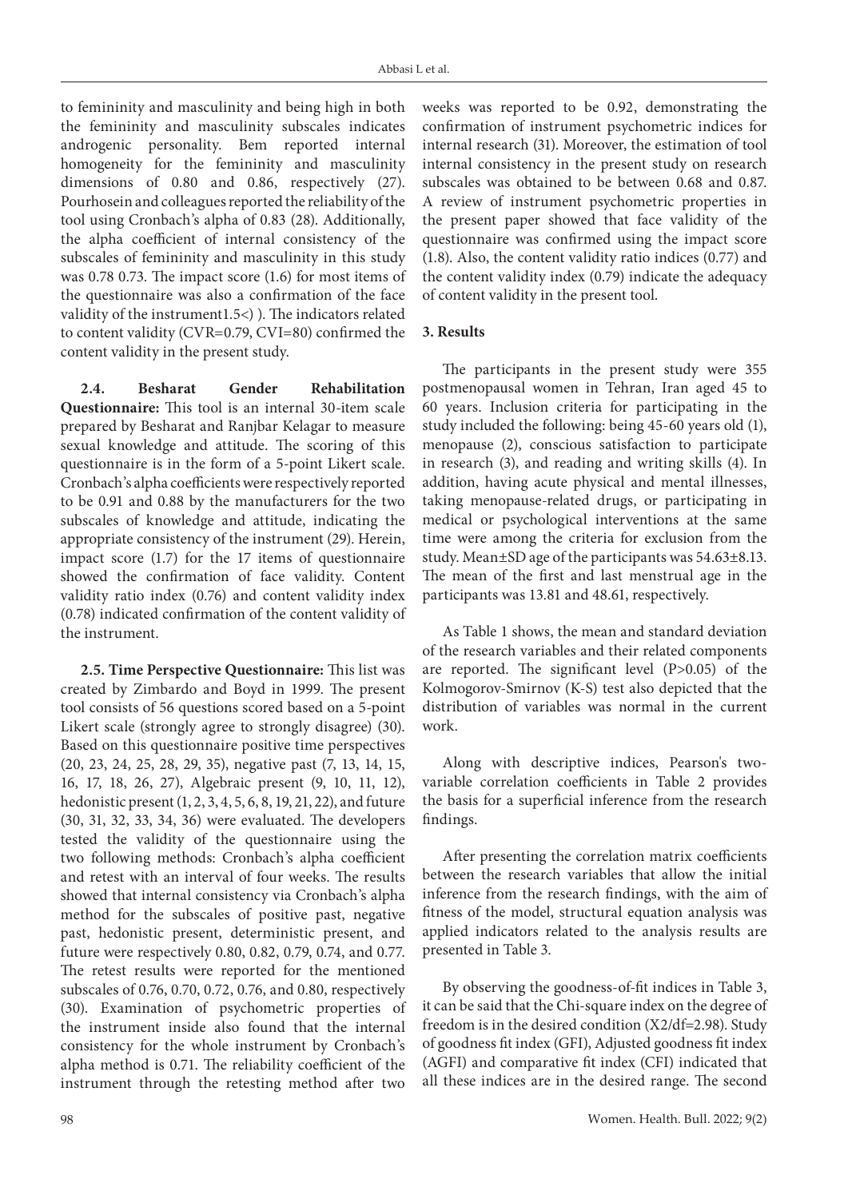to femininity and masculinity and being high in both the femininity and masculinity subscales indicates androgenic personality. Bem reported internal homogeneity for the femininity and masculinity dimensions of 0.80 and 0.86, respectively (27). Pourhosein and colleagues reported the reliability of the tool using Cronbach's alpha of 0.83 (28). Additionally, the alpha coefficient of internal consistency of the subscales of femininity and masculinity in this study was 0.78 0.73. The impact score (1.6) for most items of the questionnaire was also a confirmation of the face validity of the instrument1.5<) ). The indicators related to content validity (CVR=0.79, CVI=80) confirmed the content validity in the present study.

**2.4. Besharat Gender Rehabilitation Questionnaire:** This tool is an internal 30-item scale prepared by Besharat and Ranjbar Kelagar to measure sexual knowledge and attitude. The scoring of this questionnaire is in the form of a 5-point Likert scale. Cronbach's alpha coefficients were respectively reported to be 0.91 and 0.88 by the manufacturers for the two subscales of knowledge and attitude, indicating the appropriate consistency of the instrument (29). Herein, impact score (1.7) for the 17 items of questionnaire showed the confirmation of face validity. Content validity ratio index (0.76) and content validity index (0.78) indicated confirmation of the content validity of the instrument.

**2.5. Time Perspective Questionnaire:** This list was created by Zimbardo and Boyd in 1999. The present tool consists of 56 questions scored based on a 5-point Likert scale (strongly agree to strongly disagree) (30). Based on this questionnaire positive time perspectives (20, 23, 24, 25, 28, 29, 35), negative past (7, 13, 14, 15, 16, 17, 18, 26, 27), Algebraic present (9, 10, 11, 12), hedonistic present (1, 2, 3, 4, 5, 6, 8, 19, 21, 22), and future (30, 31, 32, 33, 34, 36) were evaluated. The developers tested the validity of the questionnaire using the two following methods: Cronbach's alpha coefficient and retest with an interval of four weeks. The results showed that internal consistency via Cronbach's alpha method for the subscales of positive past, negative past, hedonistic present, deterministic present, and future were respectively 0.80, 0.82, 0.79, 0.74, and 0.77. The retest results were reported for the mentioned subscales of 0.76, 0.70, 0.72, 0.76, and 0.80, respectively (30). Examination of psychometric properties of the instrument inside also found that the internal consistency for the whole instrument by Cronbach's alpha method is 0.71. The reliability coefficient of the instrument through the retesting method after two weeks was reported to be 0.92, demonstrating the confirmation of instrument psychometric indices for internal research (31). Moreover, the estimation of tool internal consistency in the present study on research subscales was obtained to be between 0.68 and 0.87. A review of instrument psychometric properties in the present paper showed that face validity of the questionnaire was confirmed using the impact score (1.8). Also, the content validity ratio indices (0.77) and the content validity index (0.79) indicate the adequacy of content validity in the present tool.

## 3. Results

The participants in the present study were 355 postmenopausal women in Tehran, Iran aged 45 to 60 years. Inclusion criteria for participating in the study included the following: being 45-60 years old (1), menopause (2), conscious satisfaction to participate in research (3), and reading and writing skills (4). In addition, having acute physical and mental illnesses, taking menopause-related drugs, or participating in medical or psychological interventions at the same time were among the criteria for exclusion from the study. Mean±SD age of the participants was 54.63±8.13. The mean of the first and last menstrual age in the participants was 13.81 and 48.61, respectively.

As Table 1 shows, the mean and standard deviation of the research variables and their related components are reported. The significant level ($P>0.05$) of the Kolmogorov-Smirnov (K-S) test also depicted that the distribution of variables was normal in the current work.

Along with descriptive indices, Pearson's two-variable correlation coefficients in Table 2 provides the basis for a superficial inference from the research findings.

After presenting the correlation matrix coefficients between the research variables that allow the initial inference from the research findings, with the aim of fitness of the model, structural equation analysis was applied indicators related to the analysis results are presented in Table 3.

By observing the goodness-of-fit indices in Table 3, it can be said that the Chi-square index on the degree of freedom is in the desired condition ($X2/df=2.98$). Study of goodness fit index (GFI), Adjusted goodness fit index (AGFI) and comparative fit index (CFI) indicated that all these indices are in the desired range. The second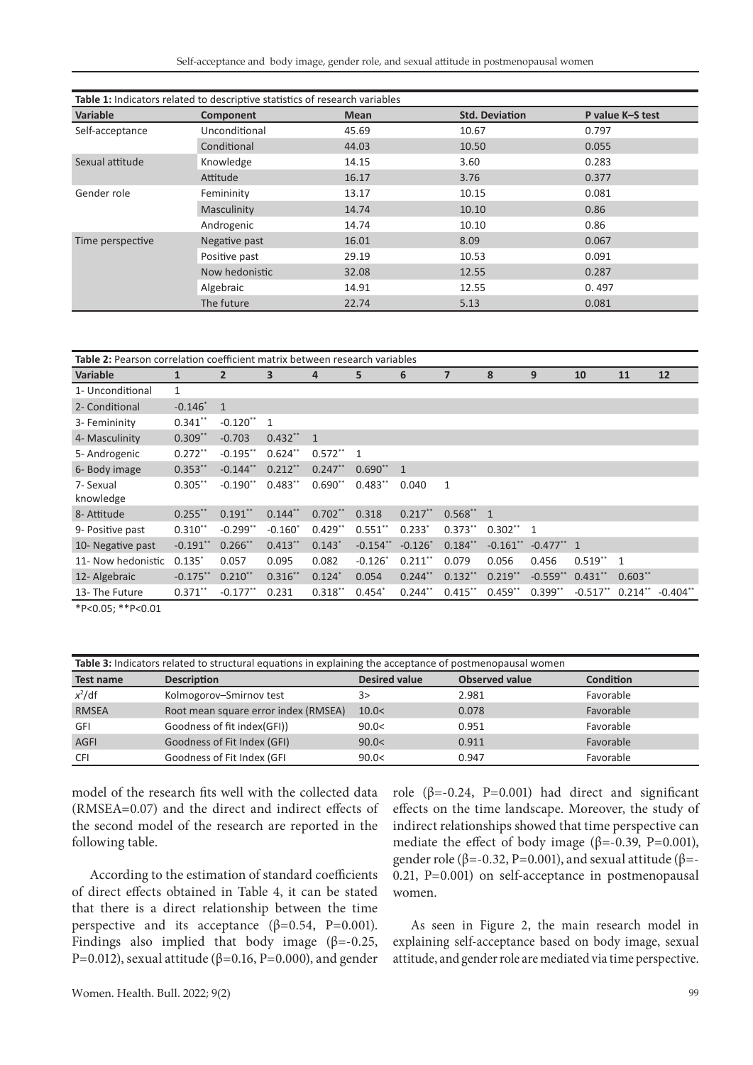**Table 1:** Indicators related to descriptive statistics of research variables

| Variable | Component | Mean | Std. Deviation | P value K–S test |
|---|---|---|---|---|
| Self-acceptance | Unconditional | 45.69 | 10.67 | 0.797 |
| | Conditional | 44.03 | 10.50 | 0.055 |
| Sexual attitude | Knowledge | 14.15 | 3.60 | 0.283 |
| | Attitude | 16.17 | 3.76 | 0.377 |
| Gender role | Femininity | 13.17 | 10.15 | 0.081 |
| | Masculinity | 14.74 | 10.10 | 0.86 |
| | Androgenic | 14.74 | 10.10 | 0.86 |
| Time perspective | Negative past | 16.01 | 8.09 | 0.067 |
| | Positive past | 29.19 | 10.53 | 0.091 |
| | Now hedonistic | 32.08 | 12.55 | 0.287 |
| | Algebraic | 14.91 | 12.55 | 0. 497 |
| | The future | 22.74 | 5.13 | 0.081 |

**Table 2:** Pearson correlation coefficient matrix between research variables

| Variable | 1 | 2 | 3 | 4 | 5 | 6 | 7 | 8 | 9 | 10 | 11 | 12 |
|---|---|---|---|---|---|---|---|---|---|---|---|---|
| 1- Unconditional | 1 | | | | | | | | | | | |
| 2- Conditional | -0.146* | 1 | | | | | | | | | | |
| 3- Femininity | 0.341** | -0.120** | 1 | | | | | | | | | |
| 4- Masculinity | 0.309** | -0.703 | 0.432** | 1 | | | | | | | | |
| 5- Androgenic | 0.272** | -0.195** | 0.624** | 0.572** | 1 | | | | | | | |
| 6- Body image | 0.353** | -0.144** | 0.212** | 0.247** | 0.690** | 1 | | | | | | |
| 7- Sexual knowledge | 0.305** | -0.190** | 0.483** | 0.690** | 0.483** | 0.040 | 1 | | | | | |
| 8- Attitude | 0.255** | 0.191** | 0.144** | 0.702** | 0.318 | 0.217** | 0.568** | 1 | | | | |
| 9- Positive past | 0.310** | -0.299** | -0.160* | 0.429** | 0.551** | 0.233* | 0.373** | 0.302** | 1 | | | |
| 10- Negative past | -0.191** | 0.266** | 0.413** | 0.143* | -0.154** | -0.126* | 0.184** | -0.161** | -0.477** | 1 | | |
| 11- Now hedonistic | 0.135* | 0.057 | 0.095 | 0.082 | -0.126* | 0.211** | 0.079 | 0.056 | 0.456 | 0.519** | 1 | |
| 12- Algebraic | -0.175** | 0.210** | 0.316** | 0.124* | 0.054 | 0.244** | 0.132** | 0.219** | -0.559** | 0.431** | 0.603** | |
| 13- The Future | 0.371** | -0.177** | 0.231 | 0.318** | 0.454* | 0.244** | 0.415** | 0.459** | 0.399** | -0.517** | 0.214** | -0.404** |

*P<0.05; **P<0.01

**Table 3:** Indicators related to structural equations in explaining the acceptance of postmenopausal women

| Test name | Description | Desired value | Observed value | Condition |
|---|---|---|---|---|
| $x^2$/df | Kolmogorov–Smirnov test | 3> | 2.981 | Favorable |
| RMSEA | Root mean square error index (RMSEA) | 10.0< | 0.078 | Favorable |
| GFI | Goodness of fit index(GFI)) | 90.0< | 0.951 | Favorable |
| AGFI | Goodness of Fit Index (GFI) | 90.0< | 0.911 | Favorable |
| CFI | Goodness of Fit Index (GFI | 90.0< | 0.947 | Favorable |

model of the research fits well with the collected data (RMSEA=0.07) and the direct and indirect effects of the second model of the research are reported in the following table.

According to the estimation of standard coefficients of direct effects obtained in Table 4, it can be stated that there is a direct relationship between the time perspective and its acceptance (β=0.54, P=0.001). Findings also implied that body image (β=-0.25, P=0.012), sexual attitude (β=0.16, P=0.000), and gender role (β=-0.24, P=0.001) had direct and significant effects on the time landscape. Moreover, the study of indirect relationships showed that time perspective can mediate the effect of body image (β=-0.39, P=0.001), gender role (β=-0.32, P=0.001), and sexual attitude (β=-0.21, P=0.001) on self-acceptance in postmenopausal women.

As seen in Figure 2, the main research model in explaining self-acceptance based on body image, sexual attitude, and gender role are mediated via time perspective.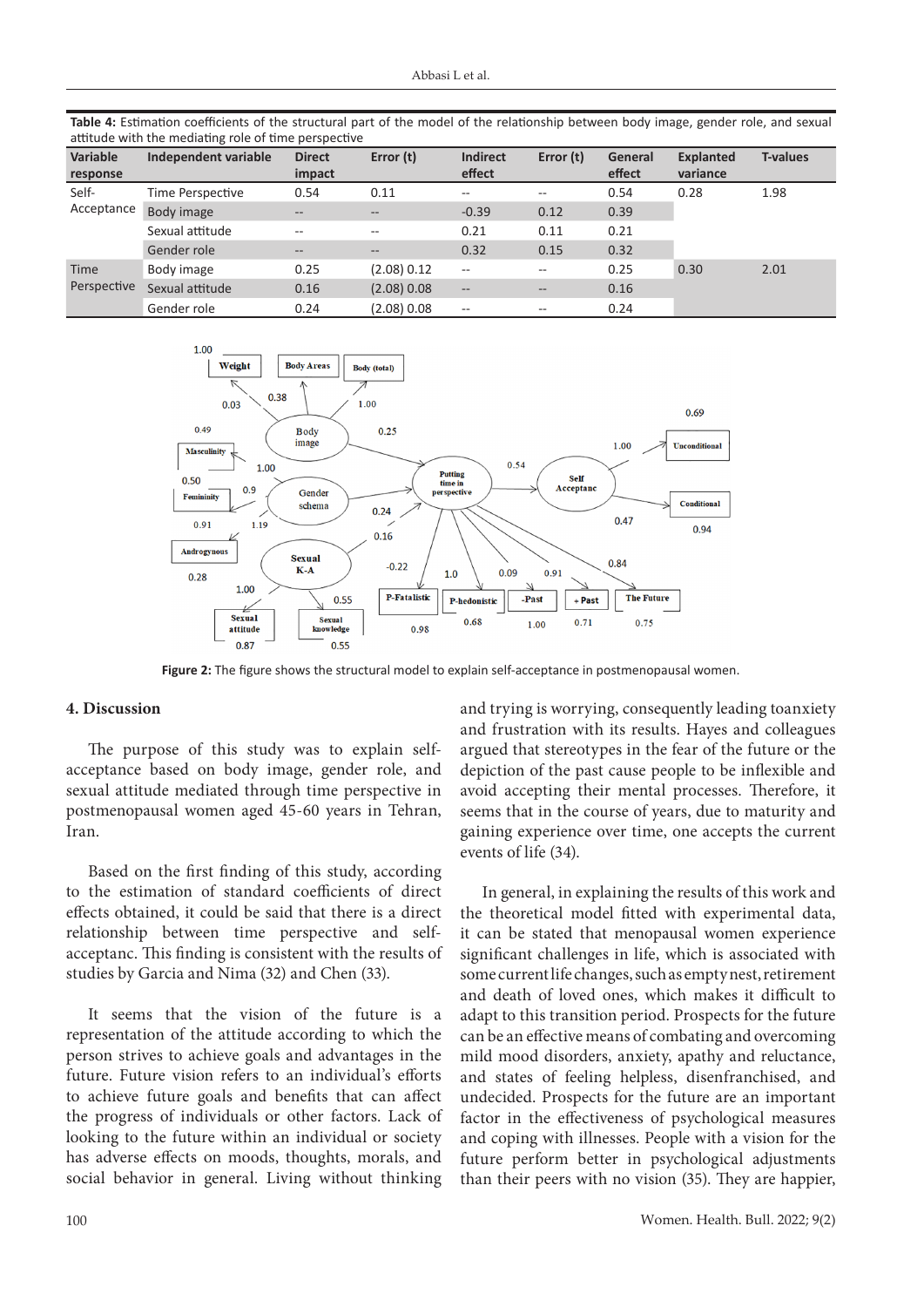**Table 4:** Estimation coefficients of the structural part of the model of the relationship between body image, gender role, and sexual attitude with the mediating role of time perspective

| Variable response | Independent variable | Direct impact | Error (t) | Indirect effect | Error (t) | General effect | Explanted variance | T-values |
|---|---|---|---|---|---|---|---|---|
| Self-Acceptance | Time Perspective | 0.54 | 0.11 | -- | -- | 0.54 | 0.28 | 1.98 |
| | Body image | -- | -- | -0.39 | 0.12 | 0.39 | | |
| | Sexual attitude | -- | -- | 0.21 | 0.11 | 0.21 | | |
| | Gender role | -- | -- | 0.32 | 0.15 | 0.32 | | |
| Time Perspective | Body image | 0.25 | (2.08) 0.12 | -- | -- | 0.25 | 0.30 | 2.01 |
| | Sexual attitude | 0.16 | (2.08) 0.08 | -- | -- | 0.16 | | |
| | Gender role | 0.24 | (2.08) 0.08 | -- | -- | 0.24 | | |

**Figure 2:** The figure shows the structural model to explain self-acceptance in postmenopausal women.

## 4. Discussion

The purpose of this study was to explain self-acceptance based on body image, gender role, and sexual attitude mediated through time perspective in postmenopausal women aged 45-60 years in Tehran, Iran.

Based on the first finding of this study, according to the estimation of standard coefficients of direct effects obtained, it could be said that there is a direct relationship between time perspective and self-acceptanc. This finding is consistent with the results of studies by Garcia and Nima (32) and Chen (33).

It seems that the vision of the future is a representation of the attitude according to which the person strives to achieve goals and advantages in the future. Future vision refers to an individual's efforts to achieve future goals and benefits that can affect the progress of individuals or other factors. Lack of looking to the future within an individual or society has adverse effects on moods, thoughts, morals, and social behavior in general. Living without thinking and trying is worrying, consequently leading toanxiety and frustration with its results. Hayes and colleagues argued that stereotypes in the fear of the future or the depiction of the past cause people to be inflexible and avoid accepting their mental processes. Therefore, it seems that in the course of years, due to maturity and gaining experience over time, one accepts the current events of life (34).

In general, in explaining the results of this work and the theoretical model fitted with experimental data, it can be stated that menopausal women experience significant challenges in life, which is associated with some current life changes, such as empty nest, retirement and death of loved ones, which makes it difficult to adapt to this transition period. Prospects for the future can be an effective means of combating and overcoming mild mood disorders, anxiety, apathy and reluctance, and states of feeling helpless, disenfranchised, and undecided. Prospects for the future are an important factor in the effectiveness of psychological measures and coping with illnesses. People with a vision for the future perform better in psychological adjustments than their peers with no vision (35). They are happier,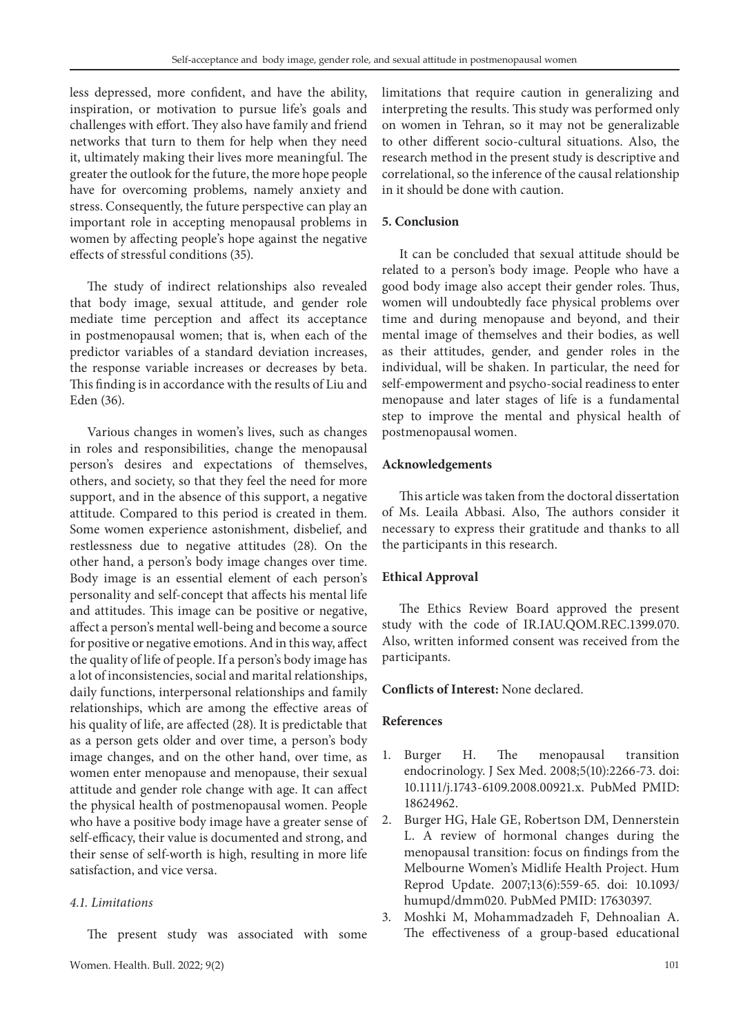less depressed, more confident, and have the ability, inspiration, or motivation to pursue life's goals and challenges with effort. They also have family and friend networks that turn to them for help when they need it, ultimately making their lives more meaningful. The greater the outlook for the future, the more hope people have for overcoming problems, namely anxiety and stress. Consequently, the future perspective can play an important role in accepting menopausal problems in women by affecting people's hope against the negative effects of stressful conditions (35).

The study of indirect relationships also revealed that body image, sexual attitude, and gender role mediate time perception and affect its acceptance in postmenopausal women; that is, when each of the predictor variables of a standard deviation increases, the response variable increases or decreases by beta. This finding is in accordance with the results of Liu and Eden (36).

Various changes in women's lives, such as changes in roles and responsibilities, change the menopausal person's desires and expectations of themselves, others, and society, so that they feel the need for more support, and in the absence of this support, a negative attitude. Compared to this period is created in them. Some women experience astonishment, disbelief, and restlessness due to negative attitudes (28). On the other hand, a person's body image changes over time. Body image is an essential element of each person's personality and self-concept that affects his mental life and attitudes. This image can be positive or negative, affect a person's mental well-being and become a source for positive or negative emotions. And in this way, affect the quality of life of people. If a person's body image has a lot of inconsistencies, social and marital relationships, daily functions, interpersonal relationships and family relationships, which are among the effective areas of his quality of life, are affected (28). It is predictable that as a person gets older and over time, a person's body image changes, and on the other hand, over time, as women enter menopause and menopause, their sexual attitude and gender role change with age. It can affect the physical health of postmenopausal women. People who have a positive body image have a greater sense of self-efficacy, their value is documented and strong, and their sense of self-worth is high, resulting in more life satisfaction, and vice versa.

### *4.1. Limitations*

The present study was associated with some limitations that require caution in generalizing and interpreting the results. This study was performed only on women in Tehran, so it may not be generalizable to other different socio-cultural situations. Also, the research method in the present study is descriptive and correlational, so the inference of the causal relationship in it should be done with caution.

## 5. Conclusion

It can be concluded that sexual attitude should be related to a person's body image. People who have a good body image also accept their gender roles. Thus, women will undoubtedly face physical problems over time and during menopause and beyond, and their mental image of themselves and their bodies, as well as their attitudes, gender, and gender roles in the individual, will be shaken. In particular, the need for self-empowerment and psycho-social readiness to enter menopause and later stages of life is a fundamental step to improve the mental and physical health of postmenopausal women.

## Acknowledgements

This article was taken from the doctoral dissertation of Ms. Leaila Abbasi. Also, The authors consider it necessary to express their gratitude and thanks to all the participants in this research.

## Ethical Approval

The Ethics Review Board approved the present study with the code of IR.IAU.QOM.REC.1399.070. Also, written informed consent was received from the participants.

**Conflicts of Interest:** None declared.

## References

1. Burger H. The menopausal transition endocrinology. J Sex Med. 2008;5(10):2266-73. doi: 10.1111/j.1743-6109.2008.00921.x. PubMed PMID: 18624962.
2. Burger HG, Hale GE, Robertson DM, Dennerstein L. A review of hormonal changes during the menopausal transition: focus on findings from the Melbourne Women's Midlife Health Project. Hum Reprod Update. 2007;13(6):559-65. doi: 10.1093/humupd/dmm020. PubMed PMID: 17630397.
3. Moshki M, Mohammadzadeh F, Dehnoalian A. The effectiveness of a group-based educational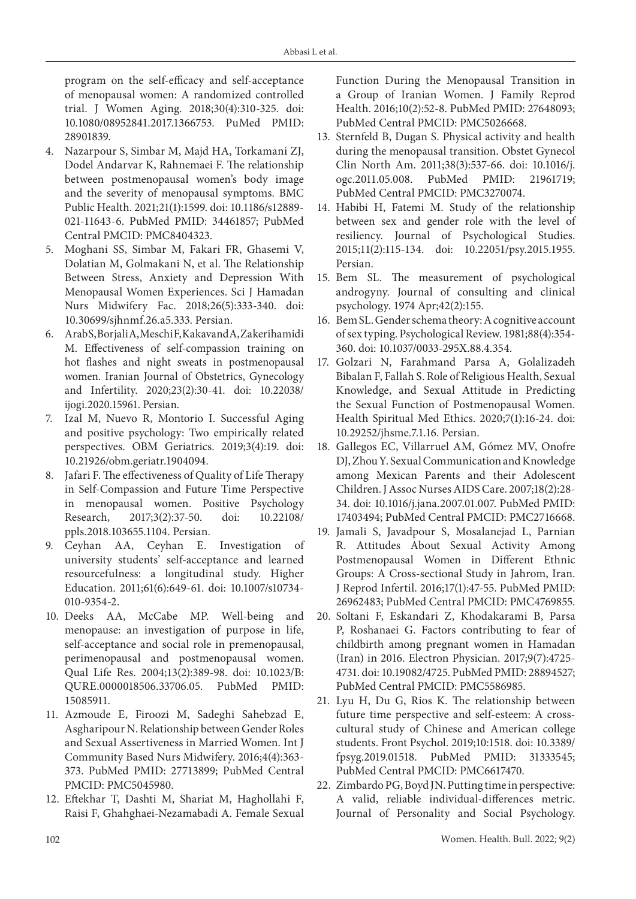program on the self-efficacy and self-acceptance of menopausal women: A randomized controlled trial. J Women Aging. 2018;30(4):310-325. doi: 10.1080/08952841.2017.1366753. PuMed PMID: 28901839.

4. Nazarpour S, Simbar M, Majd HA, Torkamani ZJ, Dodel Andarvar K, Rahnemaei F. The relationship between postmenopausal women's body image and the severity of menopausal symptoms. BMC Public Health. 2021;21(1):1599. doi: 10.1186/s12889-021-11643-6. PubMed PMID: 34461857; PubMed Central PMCID: PMC8404323.
5. Moghani SS, Simbar M, Fakari FR, Ghasemi V, Dolatian M, Golmakani N, et al. The Relationship Between Stress, Anxiety and Depression With Menopausal Women Experiences. Sci J Hamadan Nurs Midwifery Fac. 2018;26(5):333-340. doi: 10.30699/sjhnmf.26.a5.333. Persian.
6. Arab S, Borjali A, Meschi F, Kakavand A, Zakerihamidi M. Effectiveness of self-compassion training on hot flashes and night sweats in postmenopausal women. Iranian Journal of Obstetrics, Gynecology and Infertility. 2020;23(2):30-41. doi: 10.22038/ijogi.2020.15961. Persian.
7. Izal M, Nuevo R, Montorio I. Successful Aging and positive psychology: Two empirically related perspectives. OBM Geriatrics. 2019;3(4):19. doi: 10.21926/obm.geriatr.1904094.
8. Jafari F. The effectiveness of Quality of Life Therapy in Self-Compassion and Future Time Perspective in menopausal women. Positive Psychology Research, 2017;3(2):37-50. doi: 10.22108/ppls.2018.103655.1104. Persian.
9. Ceyhan AA, Ceyhan E. Investigation of university students' self-acceptance and learned resourcefulness: a longitudinal study. Higher Education. 2011;61(6):649-61. doi: 10.1007/s10734-010-9354-2.
10. Deeks AA, McCabe MP. Well-being and menopause: an investigation of purpose in life, self-acceptance and social role in premenopausal, perimenopausal and postmenopausal women. Qual Life Res. 2004;13(2):389-98. doi: 10.1023/B:QURE.0000018506.33706.05. PubMed PMID: 15085911.
11. Azmoude E, Firoozi M, Sadeghi Sahebzad E, Asgharipour N. Relationship between Gender Roles and Sexual Assertiveness in Married Women. Int J Community Based Nurs Midwifery. 2016;4(4):363-373. PubMed PMID: 27713899; PubMed Central PMCID: PMC5045980.
12. Eftekhar T, Dashti M, Shariat M, Haghollahi F, Raisi F, Ghahghaei-Nezamabadi A. Female Sexual Function During the Menopausal Transition in a Group of Iranian Women. J Family Reprod Health. 2016;10(2):52-8. PubMed PMID: 27648093; PubMed Central PMCID: PMC5026668.
13. Sternfeld B, Dugan S. Physical activity and health during the menopausal transition. Obstet Gynecol Clin North Am. 2011;38(3):537-66. doi: 10.1016/j.ogc.2011.05.008. PubMed PMID: 21961719; PubMed Central PMCID: PMC3270074.
14. Habibi H, Fatemi M. Study of the relationship between sex and gender role with the level of resiliency. Journal of Psychological Studies. 2015;11(2):115-134. doi: 10.22051/psy.2015.1955. Persian.
15. Bem SL. The measurement of psychological androgyny. Journal of consulting and clinical psychology. 1974 Apr;42(2):155.
16. Bem SL. Gender schema theory: A cognitive account of sex typing. Psychological Review. 1981;88(4):354-360. doi: 10.1037/0033-295X.88.4.354.
17. Golzari N, Farahmand Parsa A, Golalizadeh Bibalan F, Fallah S. Role of Religious Health, Sexual Knowledge, and Sexual Attitude in Predicting the Sexual Function of Postmenopausal Women. Health Spiritual Med Ethics. 2020;7(1):16-24. doi: 10.29252/jhsme.7.1.16. Persian.
18. Gallegos EC, Villarruel AM, Gómez MV, Onofre DJ, Zhou Y. Sexual Communication and Knowledge among Mexican Parents and their Adolescent Children. J Assoc Nurses AIDS Care. 2007;18(2):28-34. doi: 10.1016/j.jana.2007.01.007. PubMed PMID: 17403494; PubMed Central PMCID: PMC2716668.
19. Jamali S, Javadpour S, Mosalanejad L, Parnian R. Attitudes About Sexual Activity Among Postmenopausal Women in Different Ethnic Groups: A Cross-sectional Study in Jahrom, Iran. J Reprod Infertil. 2016;17(1):47-55. PubMed PMID: 26962483; PubMed Central PMCID: PMC4769855.
20. Soltani F, Eskandari Z, Khodakarami B, Parsa P, Roshanaei G. Factors contributing to fear of childbirth among pregnant women in Hamadan (Iran) in 2016. Electron Physician. 2017;9(7):4725-4731. doi: 10.19082/4725. PubMed PMID: 28894527; PubMed Central PMCID: PMC5586985.
21. Lyu H, Du G, Rios K. The relationship between future time perspective and self-esteem: A cross-cultural study of Chinese and American college students. Front Psychol. 2019;10:1518. doi: 10.3389/fpsyg.2019.01518. PubMed PMID: 31333545; PubMed Central PMCID: PMC6617470.
22. Zimbardo PG, Boyd JN. Putting time in perspective: A valid, reliable individual-differences metric. Journal of Personality and Social Psychology.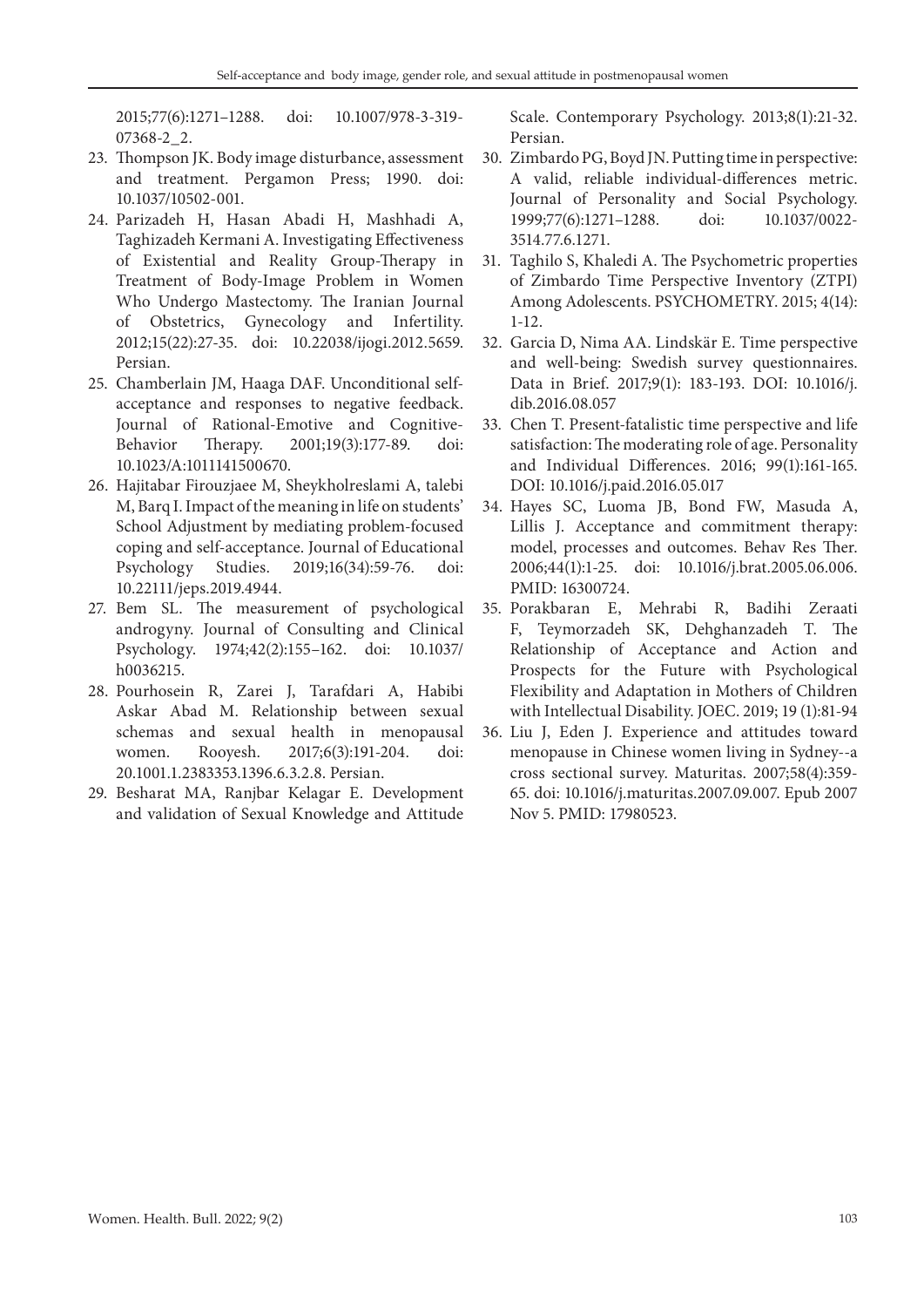2015;77(6):1271–1288. doi: 10.1007/978-3-319-07368-2_2.

23. Thompson JK. Body image disturbance, assessment and treatment. Pergamon Press; 1990. doi: 10.1037/10502-001.
24. Parizadeh H, Hasan Abadi H, Mashhadi A, Taghizadeh Kermani A. Investigating Effectiveness of Existential and Reality Group-Therapy in Treatment of Body-Image Problem in Women Who Undergo Mastectomy. The Iranian Journal of Obstetrics, Gynecology and Infertility. 2012;15(22):27-35. doi: 10.22038/ijogi.2012.5659. Persian.
25. Chamberlain JM, Haaga DAF. Unconditional self-acceptance and responses to negative feedback. Journal of Rational-Emotive and Cognitive-Behavior Therapy. 2001;19(3):177-89. doi: 10.1023/A:1011141500670.
26. Hajitabar Firouzjaee M, Sheykholreslami A, talebi M, Barq I. Impact of the meaning in life on students' School Adjustment by mediating problem-focused coping and self-acceptance. Journal of Educational Psychology Studies. 2019;16(34):59-76. doi: 10.22111/jeps.2019.4944.
27. Bem SL. The measurement of psychological androgyny. Journal of Consulting and Clinical Psychology. 1974;42(2):155–162. doi: 10.1037/h0036215.
28. Pourhosein R, Zarei J, Tarafdari A, Habibi Askar Abad M. Relationship between sexual schemas and sexual health in menopausal women. Rooyesh. 2017;6(3):191-204. doi: 20.1001.1.2383353.1396.6.3.2.8. Persian.
29. Besharat MA, Ranjbar Kelagar E. Development and validation of Sexual Knowledge and Attitude Scale. Contemporary Psychology. 2013;8(1):21-32. Persian.
30. Zimbardo PG, Boyd JN. Putting time in perspective: A valid, reliable individual-differences metric. Journal of Personality and Social Psychology. 1999;77(6):1271–1288. doi: 10.1037/0022-3514.77.6.1271.
31. Taghilo S, Khaledi A. The Psychometric properties of Zimbardo Time Perspective Inventory (ZTPI) Among Adolescents. PSYCHOMETRY. 2015; 4(14): 1-12.
32. Garcia D, Nima AA. Lindskär E. Time perspective and well-being: Swedish survey questionnaires. Data in Brief. 2017;9(1): 183-193. DOI: 10.1016/j.dib.2016.08.057
33. Chen T. Present-fatalistic time perspective and life satisfaction: The moderating role of age. Personality and Individual Differences. 2016; 99(1):161-165. DOI: 10.1016/j.paid.2016.05.017
34. Hayes SC, Luoma JB, Bond FW, Masuda A, Lillis J. Acceptance and commitment therapy: model, processes and outcomes. Behav Res Ther. 2006;44(1):1-25. doi: 10.1016/j.brat.2005.06.006. PMID: 16300724.
35. Porakbaran E, Mehrabi R, Badihi Zeraati F, Teymorzadeh SK, Dehghanzadeh T. The Relationship of Acceptance and Action and Prospects for the Future with Psychological Flexibility and Adaptation in Mothers of Children with Intellectual Disability. JOEC. 2019; 19 (1):81-94
36. Liu J, Eden J. Experience and attitudes toward menopause in Chinese women living in Sydney--a cross sectional survey. Maturitas. 2007;58(4):359-65. doi: 10.1016/j.maturitas.2007.09.007. Epub 2007 Nov 5. PMID: 17980523.